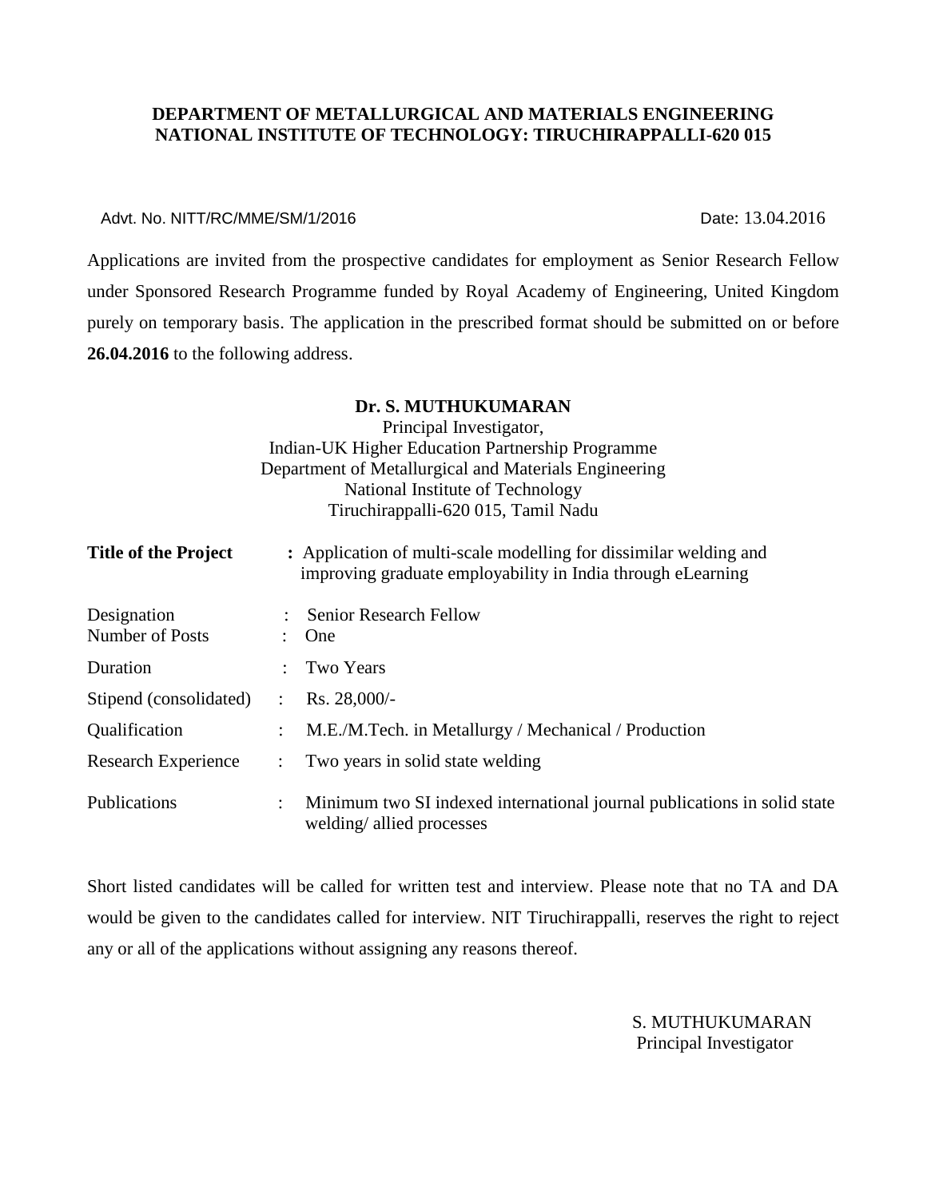**DEPARTMENT OF METALLURGICAL AND MATERIALS ENGINEERING**
**NATIONAL INSTITUTE OF TECHNOLOGY: TIRUCHIRAPPALLI-620 015**

Advt. No. NITT/RC/MME/SM/1/2016 Date: 13.04.2016

Applications are invited from the prospective candidates for employment as Senior Research Fellow under Sponsored Research Programme funded by Royal Academy of Engineering, United Kingdom purely on temporary basis. The application in the prescribed format should be submitted on or before **26.04.2016** to the following address.

**Dr. S. MUTHUKUMARAN**
Principal Investigator,
Indian-UK Higher Education Partnership Programme
Department of Metallurgical and Materials Engineering
National Institute of Technology
Tiruchirappalli-620 015, Tamil Nadu

| | | |
|---|---|---|
| **Title of the Project** | **:** | Application of multi-scale modelling for dissimilar welding and improving graduate employability in India through eLearning |
| Designation | : | Senior Research Fellow |
| Number of Posts | : | One |
| Duration | : | Two Years |
| Stipend (consolidated) | : | Rs. 28,000/- |
| Qualification | : | M.E./M.Tech. in Metallurgy / Mechanical / Production |
| Research Experience | : | Two years in solid state welding |
| Publications | : | Minimum two SI indexed international journal publications in solid state welding/ allied processes |

Short listed candidates will be called for written test and interview. Please note that no TA and DA would be given to the candidates called for interview. NIT Tiruchirappalli, reserves the right to reject any or all of the applications without assigning any reasons thereof.

S. MUTHUKUMARAN
Principal Investigator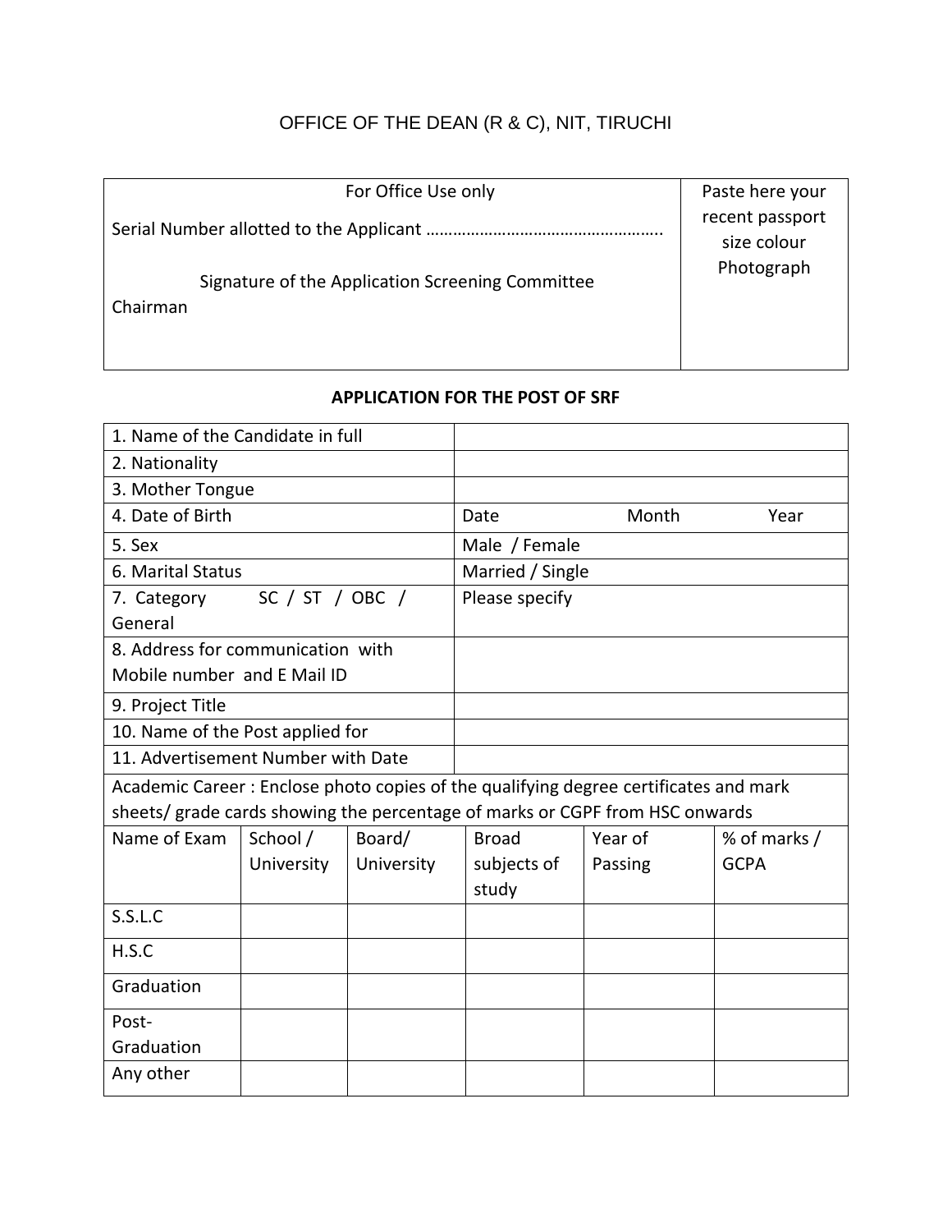OFFICE OF THE DEAN (R & C), NIT, TIRUCHI

| For Office Use only | Paste here your recent passport size colour Photograph |
|---|---|
| Serial Number allotted to the Applicant ……………………………………………. | |
| Signature of the Application Screening Committee Chairman | |

**APPLICATION FOR THE POST OF SRF**

| | |
|---|---|
| 1. Name of the Candidate in full | |
| 2. Nationality | |
| 3. Mother Tongue | |
| 4. Date of Birth | Date Month Year |
| 5. Sex | Male / Female |
| 6. Marital Status | Married / Single |
| 7. Category SC / ST / OBC / General | Please specify |
| 8. Address for communication with Mobile number and E Mail ID | |
| 9. Project Title | |
| 10. Name of the Post applied for | |
| 11. Advertisement Number with Date | |

Academic Career : Enclose photo copies of the qualifying degree certificates and mark sheets/ grade cards showing the percentage of marks or CGPF from HSC onwards

| Name of Exam | School / University | Board/ University | Broad subjects of study | Year of Passing | % of marks / GCPA |
|---|---|---|---|---|---|
| S.S.L.C | | | | | |
| H.S.C | | | | | |
| Graduation | | | | | |
| Post-Graduation | | | | | |
| Any other | | | | | |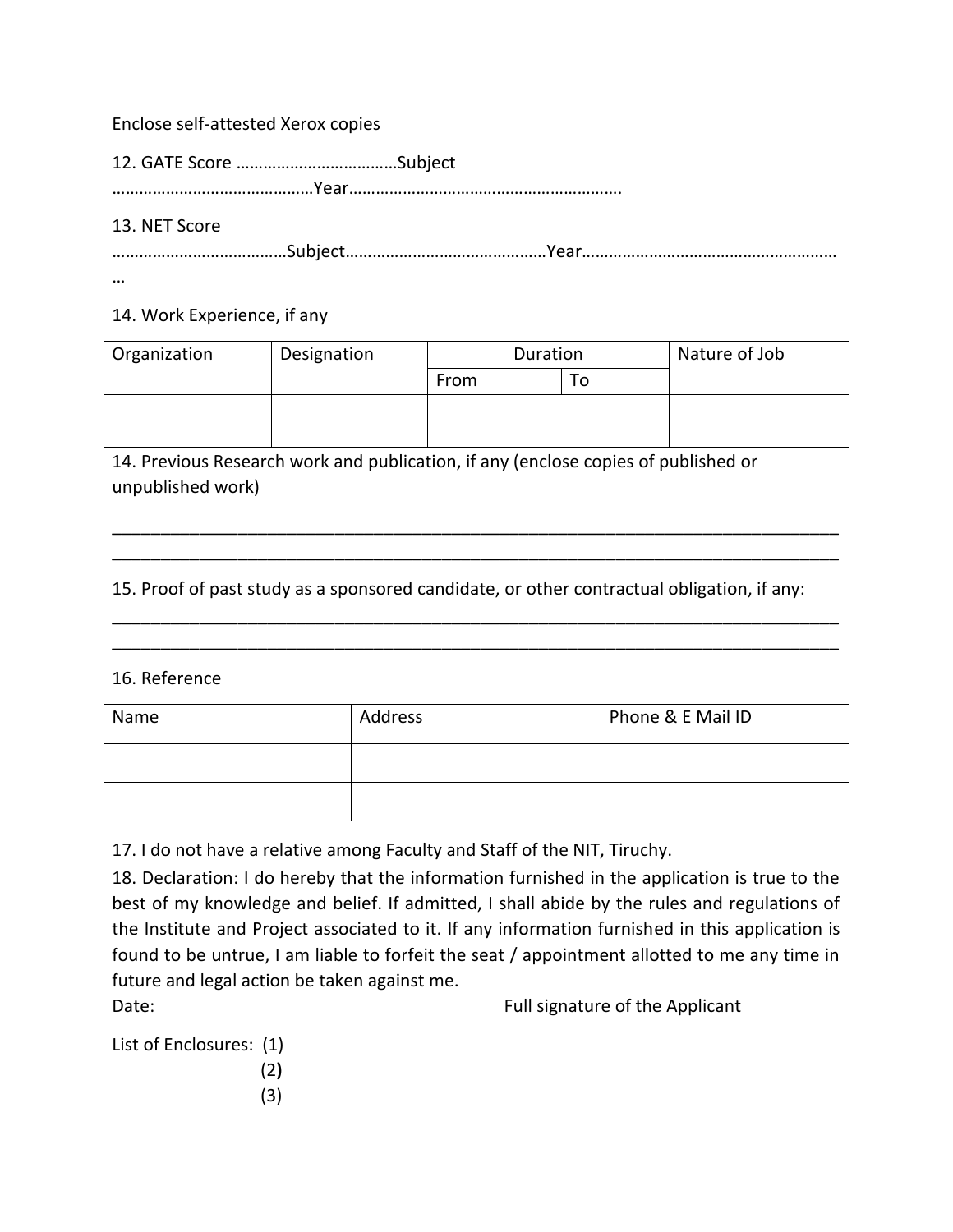Enclose self-attested Xerox copies

12. GATE Score ……………………………….Subject ……………………………………….Year…………………………………………………….

13. NET Score …………………………………Subject………………………………………Year…………………………………………………
…

14. Work Experience, if any

| Organization | Designation | Duration | | Nature of Job |
|---|---|---|---|---|
| | | From | To | |
| | | | | |
| | | | | |

14. Previous Research work and publication, if any (enclose copies of published or unpublished work)

________________________________________________________________________________
________________________________________________________________________________

15. Proof of past study as a sponsored candidate, or other contractual obligation, if any:

________________________________________________________________________________
________________________________________________________________________________

16. Reference

| Name | Address | Phone & E Mail ID |
|---|---|---|
| | | |
| | | |

17. I do not have a relative among Faculty and Staff of the NIT, Tiruchy.

18. Declaration: I do hereby that the information furnished in the application is true to the best of my knowledge and belief. If admitted, I shall abide by the rules and regulations of the Institute and Project associated to it. If any information furnished in this application is found to be untrue, I am liable to forfeit the seat / appointment allotted to me any time in future and legal action be taken against me.

Date: Full signature of the Applicant

List of Enclosures: (1)
(2)
(3)